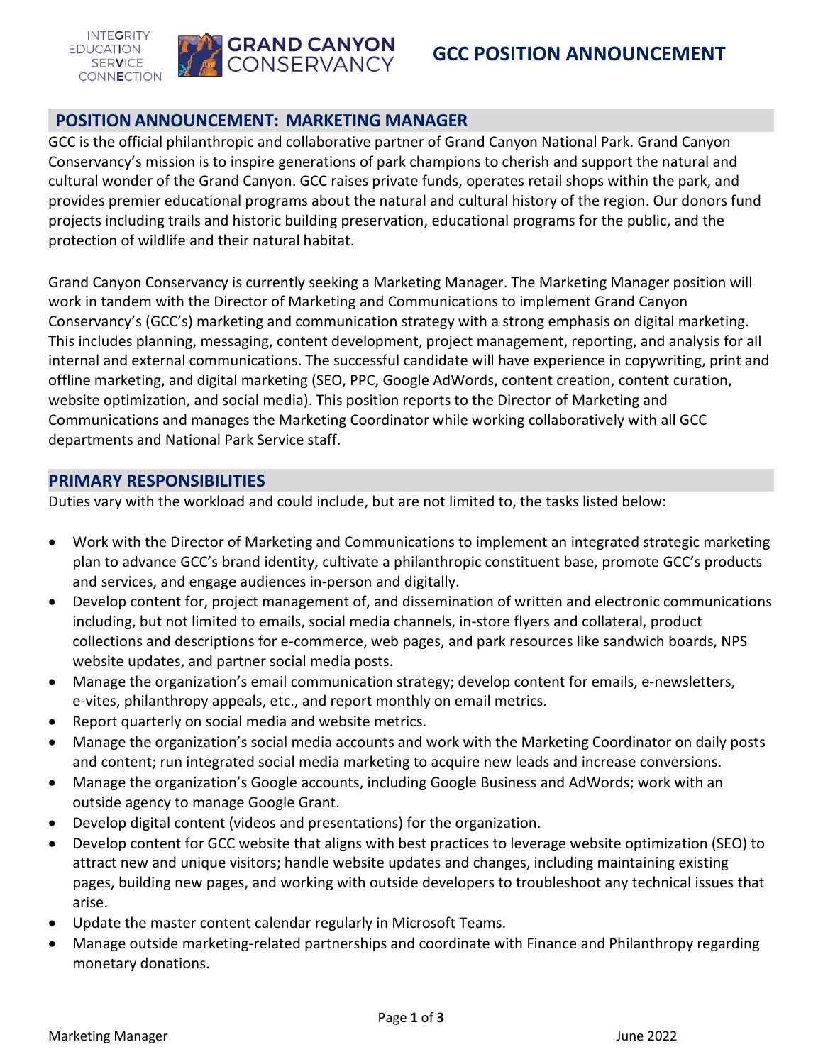# GCC POSITION ANNOUNCEMENT

## POSITION ANNOUNCEMENT: MARKETING MANAGER

GCC is the official philanthropic and collaborative partner of Grand Canyon National Park. Grand Canyon Conservancy's mission is to inspire generations of park champions to cherish and support the natural and cultural wonder of the Grand Canyon. GCC raises private funds, operates retail shops within the park, and provides premier educational programs about the natural and cultural history of the region. Our donors fund projects including trails and historic building preservation, educational programs for the public, and the protection of wildlife and their natural habitat.

Grand Canyon Conservancy is currently seeking a Marketing Manager. The Marketing Manager position will work in tandem with the Director of Marketing and Communications to implement Grand Canyon Conservancy's (GCC's) marketing and communication strategy with a strong emphasis on digital marketing. This includes planning, messaging, content development, project management, reporting, and analysis for all internal and external communications. The successful candidate will have experience in copywriting, print and offline marketing, and digital marketing (SEO, PPC, Google AdWords, content creation, content curation, website optimization, and social media). This position reports to the Director of Marketing and Communications and manages the Marketing Coordinator while working collaboratively with all GCC departments and National Park Service staff.

## PRIMARY RESPONSIBILITIES

Duties vary with the workload and could include, but are not limited to, the tasks listed below:

- Work with the Director of Marketing and Communications to implement an integrated strategic marketing plan to advance GCC's brand identity, cultivate a philanthropic constituent base, promote GCC's products and services, and engage audiences in-person and digitally.
- Develop content for, project management of, and dissemination of written and electronic communications including, but not limited to emails, social media channels, in-store flyers and collateral, product collections and descriptions for e-commerce, web pages, and park resources like sandwich boards, NPS website updates, and partner social media posts.
- Manage the organization's email communication strategy; develop content for emails, e-newsletters, e-vites, philanthropy appeals, etc., and report monthly on email metrics.
- Report quarterly on social media and website metrics.
- Manage the organization's social media accounts and work with the Marketing Coordinator on daily posts and content; run integrated social media marketing to acquire new leads and increase conversions.
- Manage the organization's Google accounts, including Google Business and AdWords; work with an outside agency to manage Google Grant.
- Develop digital content (videos and presentations) for the organization.
- Develop content for GCC website that aligns with best practices to leverage website optimization (SEO) to attract new and unique visitors; handle website updates and changes, including maintaining existing pages, building new pages, and working with outside developers to troubleshoot any technical issues that arise.
- Update the master content calendar regularly in Microsoft Teams.
- Manage outside marketing-related partnerships and coordinate with Finance and Philanthropy regarding monetary donations.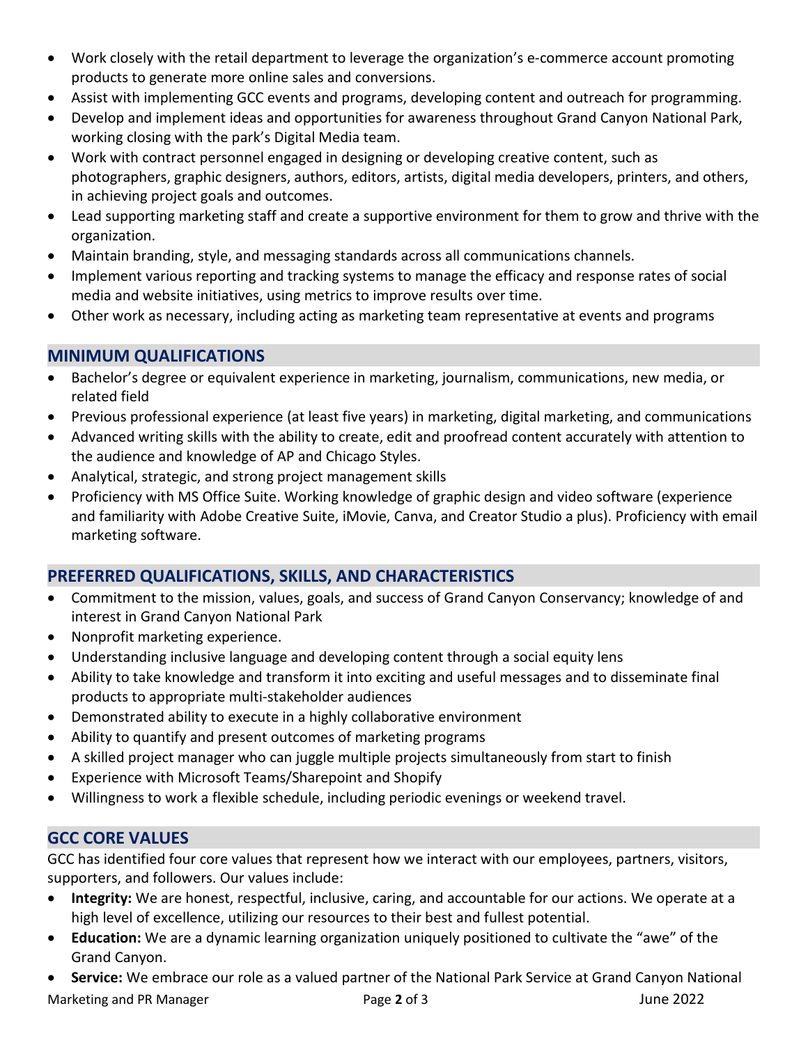- Work closely with the retail department to leverage the organization's e-commerce account promoting products to generate more online sales and conversions.
- Assist with implementing GCC events and programs, developing content and outreach for programming.
- Develop and implement ideas and opportunities for awareness throughout Grand Canyon National Park, working closing with the park's Digital Media team.
- Work with contract personnel engaged in designing or developing creative content, such as photographers, graphic designers, authors, editors, artists, digital media developers, printers, and others, in achieving project goals and outcomes.
- Lead supporting marketing staff and create a supportive environment for them to grow and thrive with the organization.
- Maintain branding, style, and messaging standards across all communications channels.
- Implement various reporting and tracking systems to manage the efficacy and response rates of social media and website initiatives, using metrics to improve results over time.
- Other work as necessary, including acting as marketing team representative at events and programs

## MINIMUM QUALIFICATIONS

- Bachelor's degree or equivalent experience in marketing, journalism, communications, new media, or related field
- Previous professional experience (at least five years) in marketing, digital marketing, and communications
- Advanced writing skills with the ability to create, edit and proofread content accurately with attention to the audience and knowledge of AP and Chicago Styles.
- Analytical, strategic, and strong project management skills
- Proficiency with MS Office Suite. Working knowledge of graphic design and video software (experience and familiarity with Adobe Creative Suite, iMovie, Canva, and Creator Studio a plus). Proficiency with email marketing software.

## PREFERRED QUALIFICATIONS, SKILLS, AND CHARACTERISTICS

- Commitment to the mission, values, goals, and success of Grand Canyon Conservancy; knowledge of and interest in Grand Canyon National Park
- Nonprofit marketing experience.
- Understanding inclusive language and developing content through a social equity lens
- Ability to take knowledge and transform it into exciting and useful messages and to disseminate final products to appropriate multi-stakeholder audiences
- Demonstrated ability to execute in a highly collaborative environment
- Ability to quantify and present outcomes of marketing programs
- A skilled project manager who can juggle multiple projects simultaneously from start to finish
- Experience with Microsoft Teams/Sharepoint and Shopify
- Willingness to work a flexible schedule, including periodic evenings or weekend travel.

## GCC CORE VALUES

GCC has identified four core values that represent how we interact with our employees, partners, visitors, supporters, and followers. Our values include:

- **Integrity:** We are honest, respectful, inclusive, caring, and accountable for our actions. We operate at a high level of excellence, utilizing our resources to their best and fullest potential.
- **Education:** We are a dynamic learning organization uniquely positioned to cultivate the "awe" of the Grand Canyon.
- **Service:** We embrace our role as a valued partner of the National Park Service at Grand Canyon National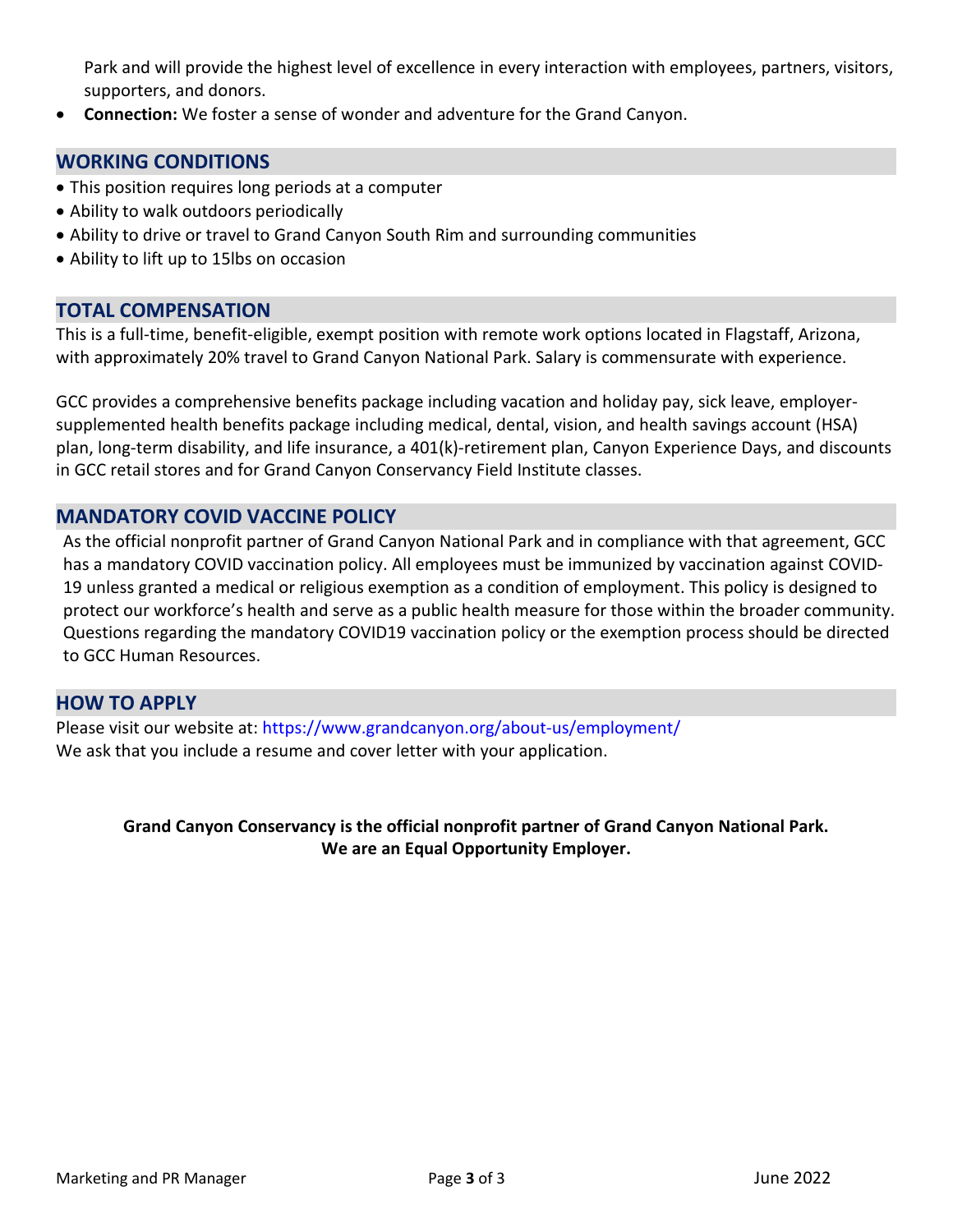Park and will provide the highest level of excellence in every interaction with employees, partners, visitors, supporters, and donors.

- **Connection:** We foster a sense of wonder and adventure for the Grand Canyon.

## WORKING CONDITIONS

- This position requires long periods at a computer
- Ability to walk outdoors periodically
- Ability to drive or travel to Grand Canyon South Rim and surrounding communities
- Ability to lift up to 15lbs on occasion

## TOTAL COMPENSATION

This is a full-time, benefit-eligible, exempt position with remote work options located in Flagstaff, Arizona, with approximately 20% travel to Grand Canyon National Park. Salary is commensurate with experience.

GCC provides a comprehensive benefits package including vacation and holiday pay, sick leave, employer-supplemented health benefits package including medical, dental, vision, and health savings account (HSA) plan, long-term disability, and life insurance, a 401(k)-retirement plan, Canyon Experience Days, and discounts in GCC retail stores and for Grand Canyon Conservancy Field Institute classes.

## MANDATORY COVID VACCINE POLICY

As the official nonprofit partner of Grand Canyon National Park and in compliance with that agreement, GCC has a mandatory COVID vaccination policy. All employees must be immunized by vaccination against COVID-19 unless granted a medical or religious exemption as a condition of employment. This policy is designed to protect our workforce's health and serve as a public health measure for those within the broader community. Questions regarding the mandatory COVID19 vaccination policy or the exemption process should be directed to GCC Human Resources.

## HOW TO APPLY

Please visit our website at: https://www.grandcanyon.org/about-us/employment/
We ask that you include a resume and cover letter with your application.

**Grand Canyon Conservancy is the official nonprofit partner of Grand Canyon National Park.**
**We are an Equal Opportunity Employer.**